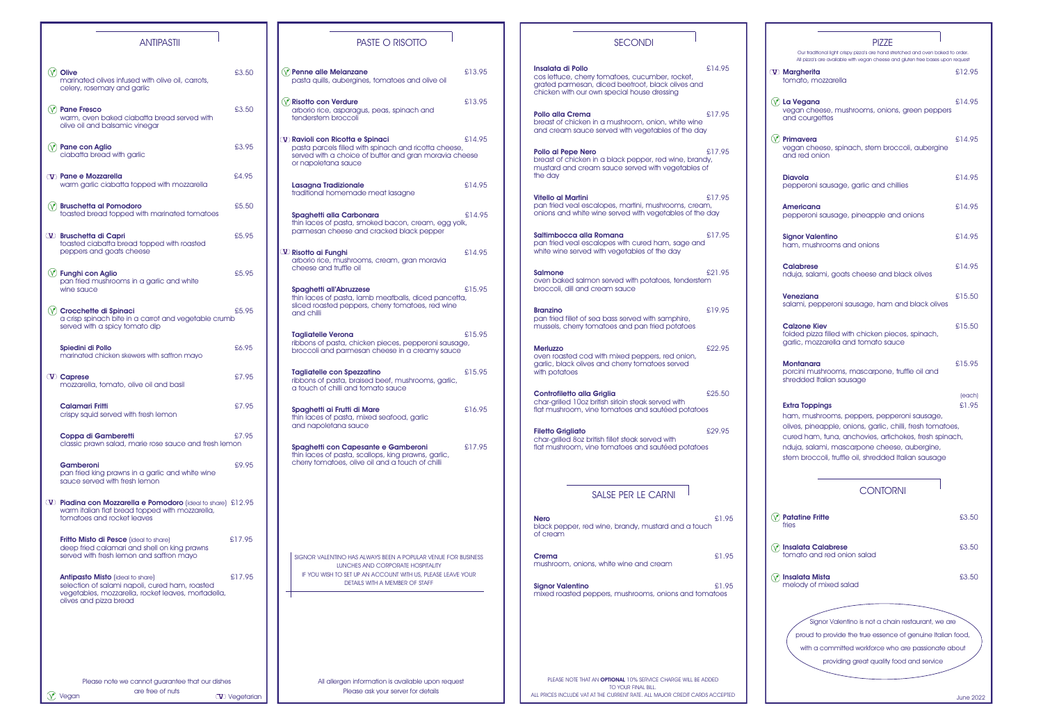## ANTIPASTII

- (Ⓥ) **Olive** — £3.50
  marinated olives infused with olive oil, carrots, celery, rosemary and garlic
- (Ⓥ) **Pane Fresco** — £3.50
  warm, oven baked ciabatta bread served with olive oil and balsamic vinegar
- (Ⓥ) **Pane con Aglio** — £3.95
  ciabatta bread with garlic
- (V) **Pane e Mozzarella** — £4.95
  warm garlic ciabatta topped with mozzarella
- (Ⓥ) **Bruschetta al Pomodoro** — £5.50
  toasted bread topped with marinated tomatoes
- (V) **Bruschetta di Capri** — £5.95
  toasted ciabatta bread topped with roasted peppers and goats cheese
- (Ⓥ) **Funghi con Aglio** — £5.95
  pan fried mushrooms in a garlic and white wine sauce
- (Ⓥ) **Crocchette di Spinaci** — £5.95
  a crisp spinach bite in a carrot and vegetable crumb served with a spicy tomato dip
- **Spiedini di Pollo** — £6.95
  marinated chicken skewers with saffron mayo
- (V) **Caprese** — £7.95
  mozzarella, tomato, olive oil and basil
- **Calamari Fritti** — £7.95
  crispy squid served with fresh lemon
- **Coppa di Gamberetti** — £7.95
  classic prawn salad, marie rose sauce and fresh lemon
- **Gamberoni** — £9.95
  pan fried king prawns in a garlic and white wine sauce served with fresh lemon
- (V) **Piadina con Mozzarella e Pomodoro** (ideal to share) — £12.95
  warm italian flat bread topped with mozzarella, tomatoes and rocket leaves
- **Fritto Misto di Pesce** (ideal to share) — £17.95
  deep fried calamari and shell on king prawns served with fresh lemon and saffron mayo
- **Antipasto Misto** (ideal to share) — £17.95
  selection of salami napoli, cured ham, roasted vegetables, mozzarella, rocket leaves, mortadella, olives and pizza bread

Please note we cannot guarantee that our dishes are free of nuts

(Ⓥ) Vegan (V) Vegetarian

## PASTE O RISOTTO

- (Ⓥ) **Penne alle Melanzane** — £13.95
  pasta quills, aubergines, tomatoes and olive oil
- (Ⓥ) **Risotto con Verdure** — £13.95
  arborio rice, asparagus, peas, spinach and tenderstem broccoli
- (V) **Ravioli con Ricotta e Spinaci** — £14.95
  pasta parcels filled with spinach and ricotta cheese, served with a choice of butter and gran moravia cheese or napoletana sauce
- **Lasagna Tradizionale** — £14.95
  traditional homemade meat lasagne
- **Spaghetti alla Carbonara** — £14.95
  thin laces of pasta, smoked bacon, cream, egg yolk, parmesan cheese and cracked black pepper
- (V) **Risotto ai Funghi** — £14.95
  arborio rice, mushrooms, cream, gran moravia cheese and truffle oil
- **Spaghetti all'Abruzzese** — £15.95
  thin laces of pasta, lamb meatballs, diced pancetta, sliced roasted peppers, cherry tomatoes, red wine and chilli
- **Tagliatelle Verona** — £15.95
  ribbons of pasta, chicken pieces, pepperoni sausage, broccoli and parmesan cheese in a creamy sauce
- **Tagliatelle con Spezzatino** — £15.95
  ribbons of pasta, braised beef, mushrooms, garlic, a touch of chilli and tomato sauce
- **Spaghetti ai Frutti di Mare** — £16.95
  thin laces of pasta, mixed seafood, garlic and napoletana sauce
- **Spaghetti con Capesante e Gamberoni** — £17.95
  thin laces of pasta, scallops, king prawns, garlic, cherry tomatoes, olive oil and a touch of chilli

SIGNOR VALENTINO HAS ALWAYS BEEN A POPULAR VENUE FOR BUSINESS LUNCHES AND CORPORATE HOSPITALITY
IF YOU WISH TO SET UP AN ACCOUNT WITH US, PLEASE LEAVE YOUR DETAILS WITH A MEMBER OF STAFF

All allergen information is available upon request
Please ask your server for details

## SECONDI

- **Insalata di Pollo** — £14.95
  cos lettuce, cherry tomatoes, cucumber, rocket, grated parmesan, diced beetroot, black olives and chicken with our own special house dressing
- **Pollo alla Crema** — £17.95
  breast of chicken in a mushroom, onion, white wine and cream sauce served with vegetables of the day
- **Pollo al Pepe Nero** — £17.95
  breast of chicken in a black pepper, red wine, brandy, mustard and cream sauce served with vegetables of the day
- **Vitello al Martini** — £17.95
  pan fried veal escalopes, martini, mushrooms, cream, onions and white wine served with vegetables of the day
- **Saltimbocca alla Romana** — £17.95
  pan fried veal escalopes with cured ham, sage and white wine served with vegetables of the day
- **Salmone** — £21.95
  oven baked salmon served with potatoes, tenderstem broccoli, dill and cream sauce
- **Branzino** — £19.95
  pan fried fillet of sea bass served with samphire, mussels, cherry tomatoes and pan fried potatoes
- **Merluzzo** — £22.95
  oven roasted cod with mixed peppers, red onion, garlic, black olives and cherry tomatoes served with potatoes
- **Controfiletto alla Griglia** — £25.50
  char-grilled 10oz british sirloin steak served with flat mushroom, vine tomatoes and sautéed potatoes
- **Filetto Grigliato** — £29.95
  char-grilled 8oz british fillet steak served with flat mushroom, vine tomatoes and sautéed potatoes

## SALSE PER LE CARNI

- **Nero** — £1.95
  black pepper, red wine, brandy, mustard and a touch of cream
- **Crema** — £1.95
  mushroom, onions, white wine and cream
- **Signor Valentino** — £1.95
  mixed roasted peppers, mushrooms, onions and tomatoes

PLEASE NOTE THAT AN **OPTIONAL** 10% SERVICE CHARGE WILL BE ADDED TO YOUR FINAL BILL.
ALL PRICES INCLUDE VAT AT THE CURRENT RATE. ALL MAJOR CREDIT CARDS ACCEPTED

## PIZZE

Our traditional light crispy pizza's are hand stretched and oven baked to order.
All pizza's are available with vegan cheese and gluten free bases upon request

- (V) **Margherita** — £12.95
  tomato, mozzarella
- (Ⓥ) **La Vegana** — £14.95
  vegan cheese, mushrooms, onions, green peppers and courgettes
- (Ⓥ) **Primavera** — £14.95
  vegan cheese, spinach, stem broccoli, aubergine and red onion
- **Diavola** — £14.95
  pepperoni sausage, garlic and chillies
- **Americana** — £14.95
  pepperoni sausage, pineapple and onions
- **Signor Valentino** — £14.95
  ham, mushrooms and onions
- **Calabrese** — £14.95
  nduja, salami, goats cheese and black olives
- **Veneziana** — £15.50
  salami, pepperoni sausage, ham and black olives
- **Calzone Kiev** — £15.50
  folded pizza filled with chicken pieces, spinach, garlic, mozzarella and tomato sauce
- **Montanara** — £15.95
  porcini mushrooms, mascarpone, truffle oil and shredded Italian sausage
- **Extra Toppings** — (each) £1.95
  ham, mushrooms, peppers, pepperoni sausage, olives, pineapple, onions, garlic, chilli, fresh tomatoes, cured ham, tuna, anchovies, artichokes, fresh spinach, nduja, salami, mascarpone cheese, aubergine, stem broccoli, truffle oil, shredded Italian sausage

## CONTORNI

- (Ⓥ) **Patatine Fritte** — £3.50
  fries
- (Ⓥ) **Insalata Calabrese** — £3.50
  tomato and red onion salad
- (Ⓥ) **Insalata Mista** — £3.50
  melody of mixed salad

Signor Valentino is not a chain restaurant, we are proud to provide the true essence of genuine Italian food, with a committed workforce who are passionate about providing great quality food and service

June 2022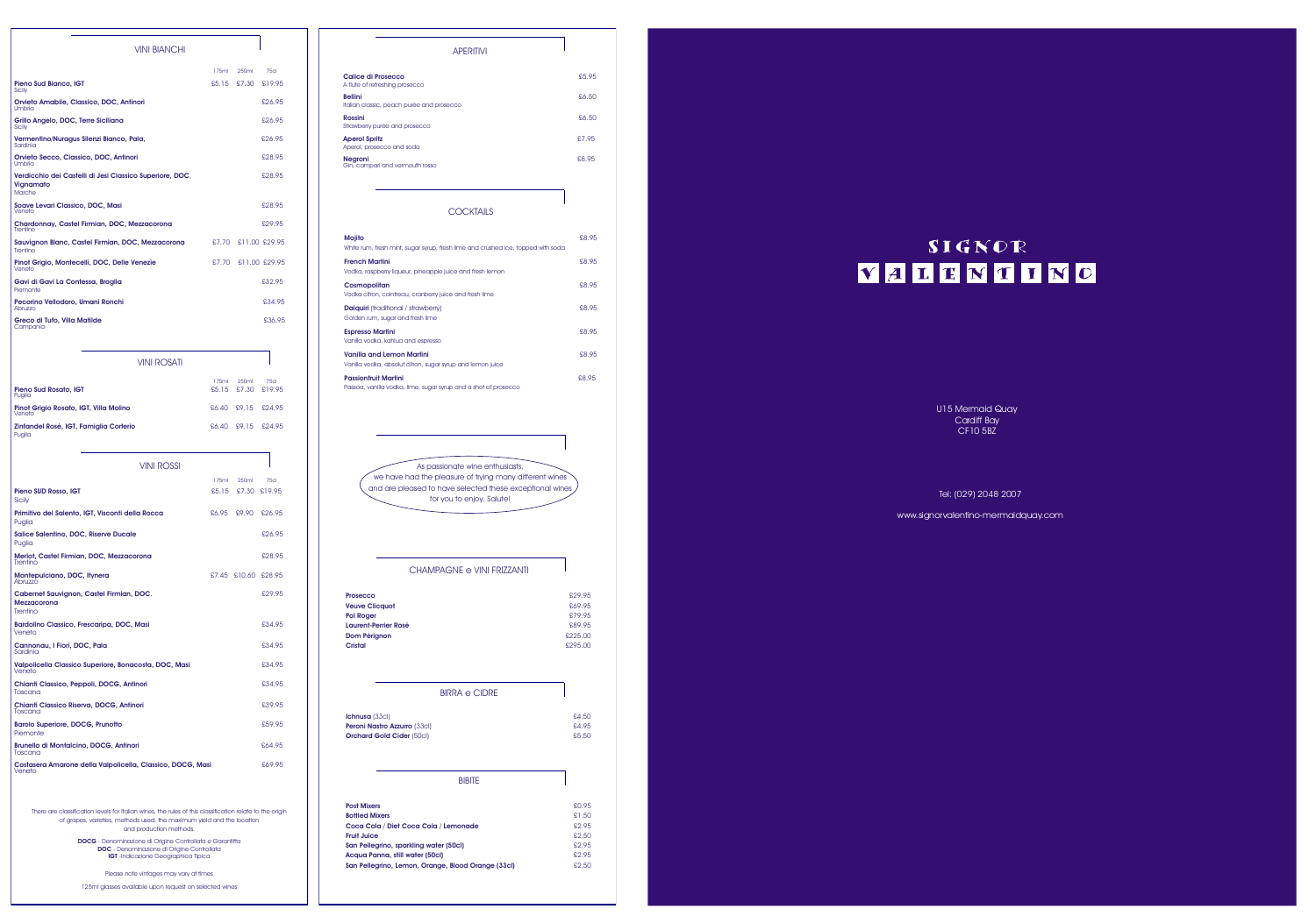## VINI BIANCHI

| | 175ml | 250ml | 75cl |
|---|---|---|---|
| **Pieno Sud Bianco, IGT** Sicily | £5.15 | £7.30 | £19.95 |
| **Orvieto Amabile, Classico, DOC, Antinori** Umbria | | | £26.95 |
| **Grillo Angelo, DOC, Terre Siciliana** Sicily | | | £26.95 |
| **Vermentino/Nuragus Silenzi Bianco, Pala,** Sardinia | | | £26.95 |
| **Orvieto Secco, Classico, DOC, Antinori** Umbria | | | £28.95 |
| **Verdicchio dei Castelli di Jesi Classico Superiore, DOC, Vignamato** Marche | | | £28.95 |
| **Soave Levari Classico, DOC, Masi** Veneto | | | £28.95 |
| **Chardonnay, Castel Firmian, DOC, Mezzacorona** Trentino | | | £29.95 |
| **Sauvignon Blanc, Castel Firmian, DOC, Mezzacorona** Trentino | £7.70 | £11.00 | £29.95 |
| **Pinot Grigio, Montecelli, DOC, Delle Venezie** Veneto | £7.70 | £11.00 | £29.95 |
| **Gavi di Gavi La Contessa, Broglia** Piemonte | | | £32.95 |
| **Pecorino Vellodoro, Umani Ronchi** Abruzzo | | | £34.95 |
| **Greco di Tufo, Villa Matilde** Campania | | | £36.95 |

## VINI ROSATI

| | 175ml | 250ml | 75cl |
|---|---|---|---|
| **Pieno Sud Rosato, IGT** Puglia | £5.15 | £7.30 | £19.95 |
| **Pinot Grigio Rosato, IGT, Villa Molino** Veneto | £6.40 | £9.15 | £24.95 |
| **Zinfandel Rosé, IGT, Famiglia Corterio** Puglia | £6.40 | £9.15 | £24.95 |

## VINI ROSSI

| | 175ml | 250ml | 75cl |
|---|---|---|---|
| **Pieno SUD Rosso, IGT** Sicily | £5.15 | £7.30 | £19.95 |
| **Primitivo del Salento, IGT, Visconti della Rocca** Puglia | £6.95 | £9.90 | £26.95 |
| **Salice Salentino, DOC, Riserve Ducale** Puglia | | | £26.95 |
| **Merlot, Castel Firmian, DOC, Mezzacorona** Trentino | | | £28.95 |
| **Montepulciano, DOC, Ityrnera** Abruzzo | £7.45 | £10.60 | £28.95 |
| **Cabernet Sauvignon, Castel Firmian, DOC, Mezzacorona** Trentino | | | £29.95 |
| **Bardolino Classico, Frescaripa, DOC, Masi** Veneto | | | £34.95 |
| **Cannonau, I Fiori, DOC, Pala** Sardinia | | | £34.95 |
| **Valpolicella Classico Superiore, Bonacosta, DOC, Masi** Veneto | | | £34.95 |
| **Chianti Classico, Peppoli, DOCG, Antinori** Toscana | | | £34.95 |
| **Chianti Classico Riserva, DOCG, Antinori** Toscana | | | £39.95 |
| **Barolo Superiore, DOCG, Prunotto** Piemonte | | | £59.95 |
| **Brunello di Montalcino, DOCG, Antinori** Toscana | | | £64.95 |
| **Costasera Amarone della Valpolicella, Classico, DOCG, Masi** Veneto | | | £69.95 |

There are classification levels for Italian wines, the rules of this classification relate to the origin of grapes, varieties, methods used, the maximum yield and the location and production methods.

**DOCG** - Denominazione di Origine Controllata e Garantita
**DOC** - Denominazione di Origine Controllata
**IGT** -Indicazione Geographica Tipica

Please note vintages may vary at times

125ml glasses available upon request on selected wines

## APERITIVI

| | |
|---|---|
| **Calice di Prosecco** A flute of refreshing prosecco | £5.95 |
| **Bellini** Italian classic, peach purée and prosecco | £6.50 |
| **Rossini** Strawberry purée and prosecco | £6.50 |
| **Aperol Spritz** Aperol, prosecco and soda | £7.95 |
| **Negroni** Gin, campari and vermouth rosso | £8.95 |

## COCKTAILS

| | |
|---|---|
| **Mojito** White rum, fresh mint, sugar syrup, fresh lime and crushed ice, topped with soda | £8.95 |
| **French Martini** Vodka, raspberry liqueur, pineapple juice and fresh lemon | £8.95 |
| **Cosmopolitan** Vodka citron, cointreau, cranberry juice and fresh lime | £8.95 |
| **Daiquiri** (traditional / strawberry) Golden rum, sugar and fresh lime | £8.95 |
| **Espresso Martini** Vanilla vodka, kahlua and espresso | £8.95 |
| **Vanilla and Lemon Martini** Vanilla vodka, absolut citron, sugar syrup and lemon juice | £8.95 |
| **Passionfruit Martini** Passoa, vanilla vodka, lime, sugar syrup and a shot of prosecco | £8.95 |

As passionate wine enthusiasts, we have had the pleasure of trying many different wines and are pleased to have selected these exceptional wines for you to enjoy. Salute!

## CHAMPAGNE e VINI FRIZZANTI

| | |
|---|---|
| **Prosecco** | £29.95 |
| **Veuve Clicquot** | £69.95 |
| **Pol Roger** | £79.95 |
| **Laurent-Perrier Rosé** | £89.95 |
| **Dom Pérignon** | £225.00 |
| **Cristal** | £295.00 |

## BIRRA e CIDRE

| | |
|---|---|
| **Ichnusa** (33cl) | £4.50 |
| **Peroni Nastro Azzurro** (33cl) | £4.95 |
| **Orchard Gold Cider** (50cl) | £5.50 |

## BIBITE

| | |
|---|---|
| **Post Mixers** | £0.95 |
| **Bottled Mixers** | £1.50 |
| **Coca Cola / Diet Coca Cola / Lemonade** | £2.95 |
| **Fruit Juice** | £2.50 |
| **San Pellegrino, sparkling water (50cl)** | £2.95 |
| **Acqua Panna, still water (50cl)** | £2.95 |
| **San Pellegrino, Lemon, Orange, Blood Orange (33cl)** | £2.50 |

# SIGNOR VALENTINO

U15 Mermaid Quay
Cardiff Bay
CF10 5BZ

Tel: (029) 2048 2007

www.signorvalentino-mermaidquay.com